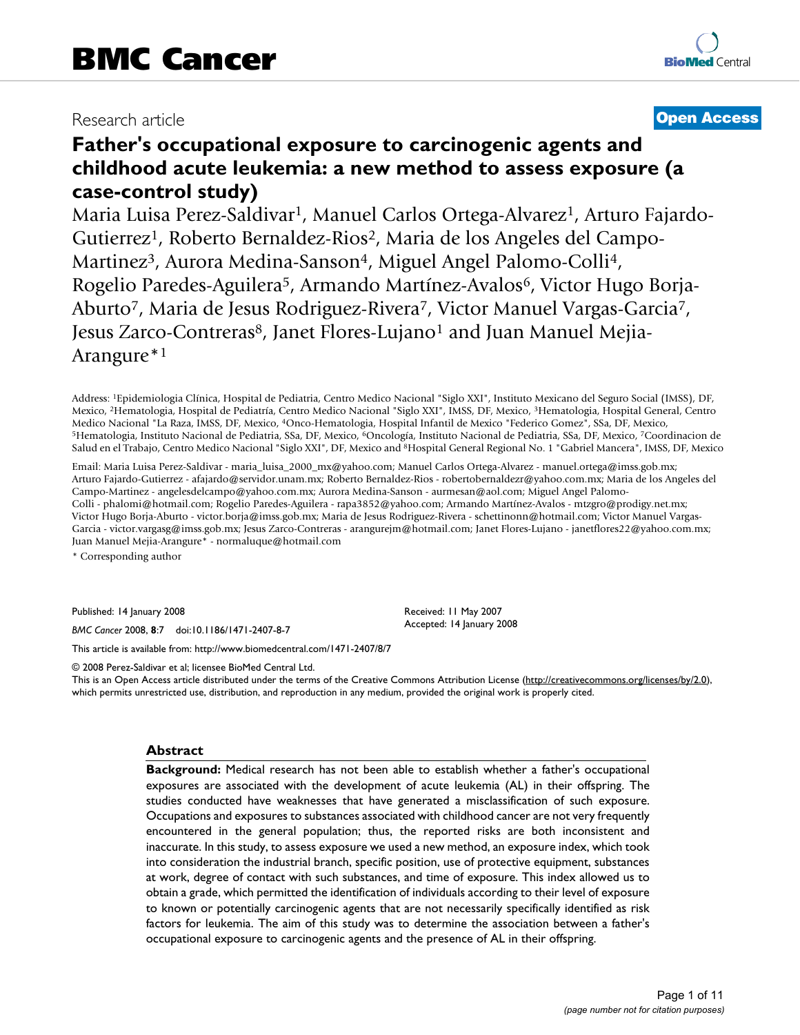# BMC Cancer

Research article **Open Access**

## Father's occupational exposure to carcinogenic agents and childhood acute leukemia: a new method to assess exposure (a case-control study)

Maria Luisa Perez-Saldivar[1], Manuel Carlos Ortega-Alvarez[1], Arturo Fajardo-Gutierrez[1], Roberto Bernaldez-Rios[2], Maria de los Angeles del Campo-Martinez[3], Aurora Medina-Sanson[4], Miguel Angel Palomo-Colli[4], Rogelio Paredes-Aguilera[5], Armando Martínez-Avalos[6], Victor Hugo Borja-Aburto[7], Maria de Jesus Rodriguez-Rivera[7], Victor Manuel Vargas-Garcia[7], Jesus Zarco-Contreras[8], Janet Flores-Lujano[1] and Juan Manuel Mejia-Arangure*[1]

Address: [1]Epidemiologia Clínica, Hospital de Pediatria, Centro Medico Nacional "Siglo XXI", Instituto Mexicano del Seguro Social (IMSS), DF, Mexico, [2]Hematologia, Hospital de Pediatría, Centro Medico Nacional "Siglo XXI", IMSS, DF, Mexico, [3]Hematologia, Hospital General, Centro Medico Nacional "La Raza, IMSS, DF, Mexico, [4]Onco-Hematologia, Hospital Infantil de Mexico "Federico Gomez", SSa, DF, Mexico, [5]Hematologia, Instituto Nacional de Pediatria, SSa, DF, Mexico, [6]Oncología, Instituto Nacional de Pediatria, SSa, DF, Mexico, [7]Coordinacion de Salud en el Trabajo, Centro Medico Nacional "Siglo XXI", DF, Mexico and [8]Hospital General Regional No. 1 "Gabriel Mancera", IMSS, DF, Mexico

Email: Maria Luisa Perez-Saldivar - maria_luisa_2000_mx@yahoo.com; Manuel Carlos Ortega-Alvarez - manuel.ortega@imss.gob.mx; Arturo Fajardo-Gutierrez - afajardo@servidor.unam.mx; Roberto Bernaldez-Rios - robertobernaldezr@yahoo.com.mx; Maria de los Angeles del Campo-Martinez - angelesdelcampo@yahoo.com.mx; Aurora Medina-Sanson - aurmesan@aol.com; Miguel Angel Palomo-Colli - phalomi@hotmail.com; Rogelio Paredes-Aguilera - rapa3852@yahoo.com; Armando Martínez-Avalos - mtzgro@prodigy.net.mx; Victor Hugo Borja-Aburto - victor.borja@imss.gob.mx; Maria de Jesus Rodriguez-Rivera - schettinonn@hotmail.com; Victor Manuel Vargas-Garcia - victor.vargasg@imss.gob.mx; Jesus Zarco-Contreras - arangurejm@hotmail.com; Janet Flores-Lujano - janetflores22@yahoo.com.mx; Juan Manuel Mejia-Arangure* - normaluque@hotmail.com

* Corresponding author

Published: 14 January 2008

*BMC Cancer* 2008, **8**:7 doi:10.1186/1471-2407-8-7

Received: 11 May 2007
Accepted: 14 January 2008

This article is available from: http://www.biomedcentral.com/1471-2407/8/7

© 2008 Perez-Saldivar et al; licensee BioMed Central Ltd.
This is an Open Access article distributed under the terms of the Creative Commons Attribution License (http://creativecommons.org/licenses/by/2.0), which permits unrestricted use, distribution, and reproduction in any medium, provided the original work is properly cited.

### Abstract

**Background:** Medical research has not been able to establish whether a father's occupational exposures are associated with the development of acute leukemia (AL) in their offspring. The studies conducted have weaknesses that have generated a misclassification of such exposure. Occupations and exposures to substances associated with childhood cancer are not very frequently encountered in the general population; thus, the reported risks are both inconsistent and inaccurate. In this study, to assess exposure we used a new method, an exposure index, which took into consideration the industrial branch, specific position, use of protective equipment, substances at work, degree of contact with such substances, and time of exposure. This index allowed us to obtain a grade, which permitted the identification of individuals according to their level of exposure to known or potentially carcinogenic agents that are not necessarily specifically identified as risk factors for leukemia. The aim of this study was to determine the association between a father's occupational exposure to carcinogenic agents and the presence of AL in their offspring.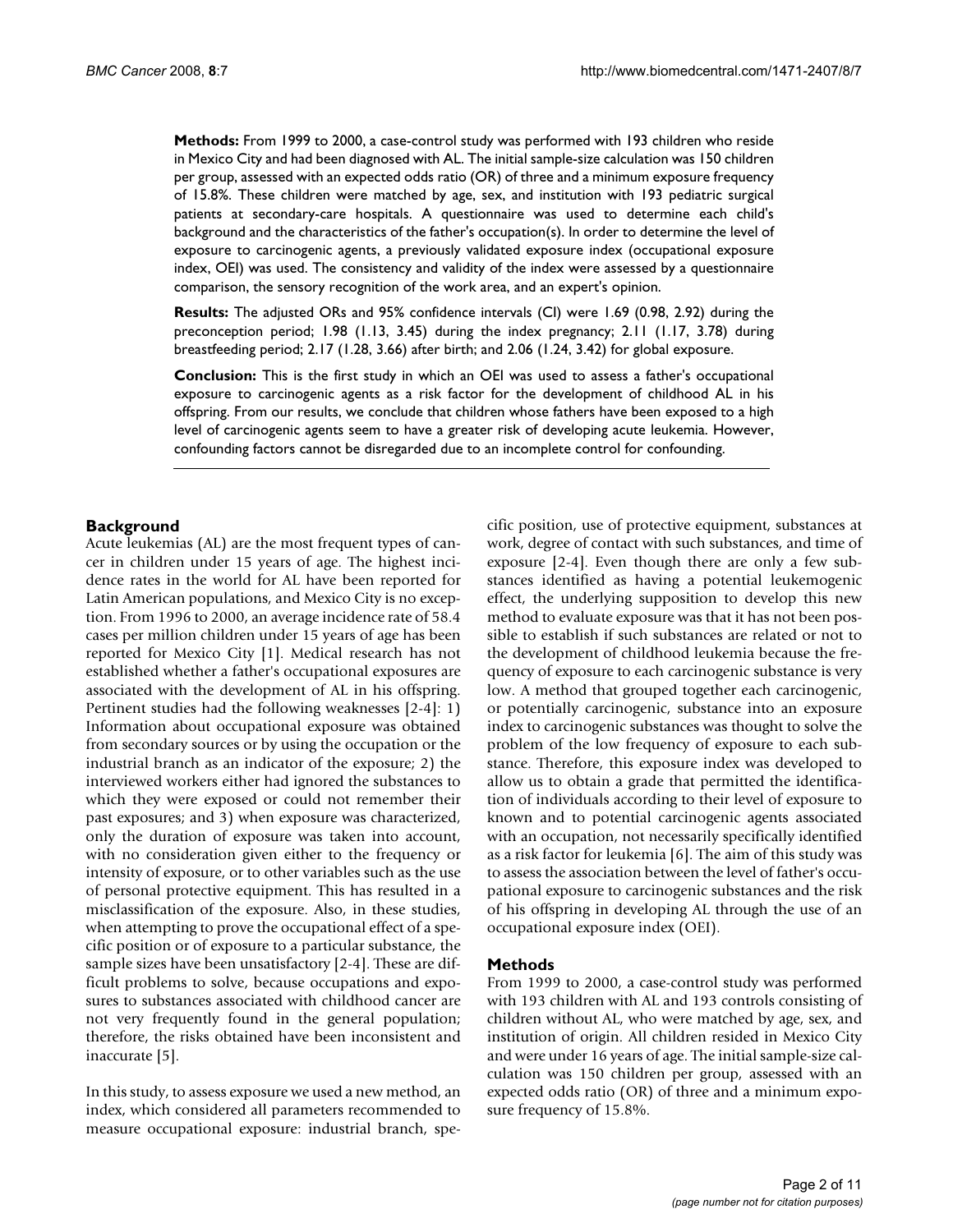**Methods:** From 1999 to 2000, a case-control study was performed with 193 children who reside in Mexico City and had been diagnosed with AL. The initial sample-size calculation was 150 children per group, assessed with an expected odds ratio (OR) of three and a minimum exposure frequency of 15.8%. These children were matched by age, sex, and institution with 193 pediatric surgical patients at secondary-care hospitals. A questionnaire was used to determine each child's background and the characteristics of the father's occupation(s). In order to determine the level of exposure to carcinogenic agents, a previously validated exposure index (occupational exposure index, OEI) was used. The consistency and validity of the index were assessed by a questionnaire comparison, the sensory recognition of the work area, and an expert's opinion.

**Results:** The adjusted ORs and 95% confidence intervals (CI) were 1.69 (0.98, 2.92) during the preconception period; 1.98 (1.13, 3.45) during the index pregnancy; 2.11 (1.17, 3.78) during breastfeeding period; 2.17 (1.28, 3.66) after birth; and 2.06 (1.24, 3.42) for global exposure.

**Conclusion:** This is the first study in which an OEI was used to assess a father's occupational exposure to carcinogenic agents as a risk factor for the development of childhood AL in his offspring. From our results, we conclude that children whose fathers have been exposed to a high level of carcinogenic agents seem to have a greater risk of developing acute leukemia. However, confounding factors cannot be disregarded due to an incomplete control for confounding.

## Background

Acute leukemias (AL) are the most frequent types of cancer in children under 15 years of age. The highest incidence rates in the world for AL have been reported for Latin American populations, and Mexico City is no exception. From 1996 to 2000, an average incidence rate of 58.4 cases per million children under 15 years of age has been reported for Mexico City [1]. Medical research has not established whether a father's occupational exposures are associated with the development of AL in his offspring. Pertinent studies had the following weaknesses [2-4]: 1) Information about occupational exposure was obtained from secondary sources or by using the occupation or the industrial branch as an indicator of the exposure; 2) the interviewed workers either had ignored the substances to which they were exposed or could not remember their past exposures; and 3) when exposure was characterized, only the duration of exposure was taken into account, with no consideration given either to the frequency or intensity of exposure, or to other variables such as the use of personal protective equipment. This has resulted in a misclassification of the exposure. Also, in these studies, when attempting to prove the occupational effect of a specific position or of exposure to a particular substance, the sample sizes have been unsatisfactory [2-4]. These are difficult problems to solve, because occupations and exposures to substances associated with childhood cancer are not very frequently found in the general population; therefore, the risks obtained have been inconsistent and inaccurate [5].

In this study, to assess exposure we used a new method, an index, which considered all parameters recommended to measure occupational exposure: industrial branch, specific position, use of protective equipment, substances at work, degree of contact with such substances, and time of exposure [2-4]. Even though there are only a few substances identified as having a potential leukemogenic effect, the underlying supposition to develop this new method to evaluate exposure was that it has not been possible to establish if such substances are related or not to the development of childhood leukemia because the frequency of exposure to each carcinogenic substance is very low. A method that grouped together each carcinogenic, or potentially carcinogenic, substance into an exposure index to carcinogenic substances was thought to solve the problem of the low frequency of exposure to each substance. Therefore, this exposure index was developed to allow us to obtain a grade that permitted the identification of individuals according to their level of exposure to known and to potential carcinogenic agents associated with an occupation, not necessarily specifically identified as a risk factor for leukemia [6]. The aim of this study was to assess the association between the level of father's occupational exposure to carcinogenic substances and the risk of his offspring in developing AL through the use of an occupational exposure index (OEI).

## Methods

From 1999 to 2000, a case-control study was performed with 193 children with AL and 193 controls consisting of children without AL, who were matched by age, sex, and institution of origin. All children resided in Mexico City and were under 16 years of age. The initial sample-size calculation was 150 children per group, assessed with an expected odds ratio (OR) of three and a minimum exposure frequency of 15.8%.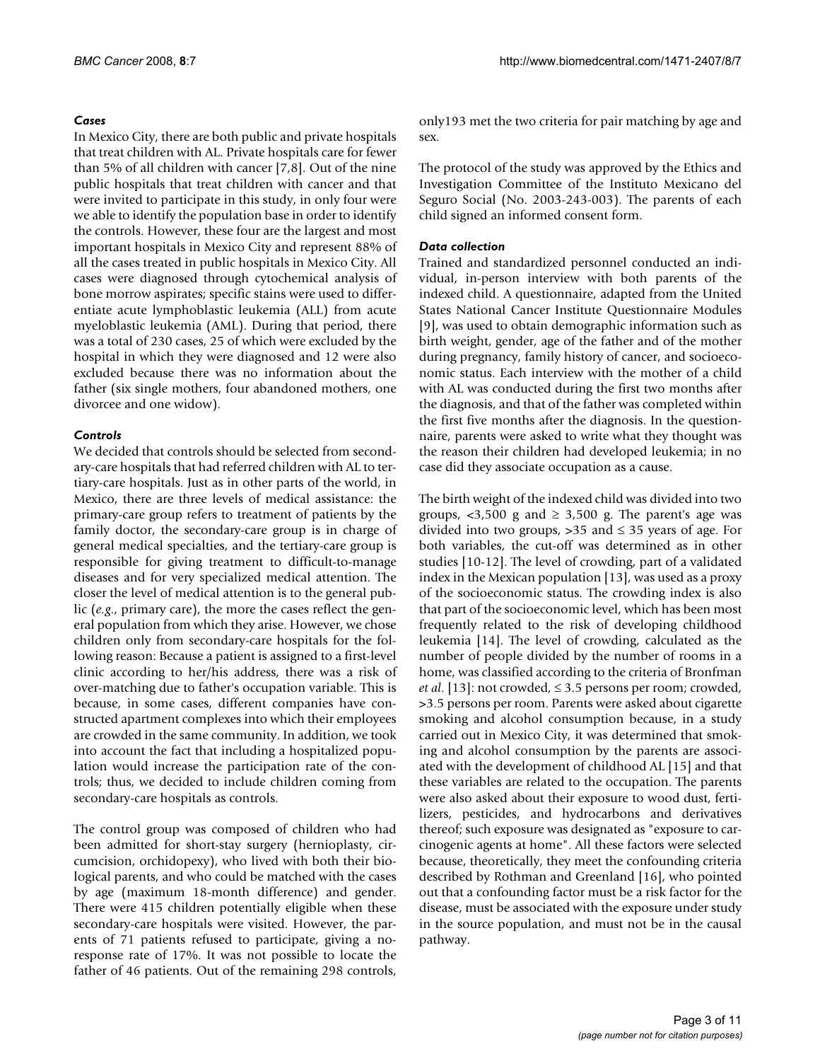### *Cases*

In Mexico City, there are both public and private hospitals that treat children with AL. Private hospitals care for fewer than 5% of all children with cancer [7,8]. Out of the nine public hospitals that treat children with cancer and that were invited to participate in this study, in only four were we able to identify the population base in order to identify the controls. However, these four are the largest and most important hospitals in Mexico City and represent 88% of all the cases treated in public hospitals in Mexico City. All cases were diagnosed through cytochemical analysis of bone morrow aspirates; specific stains were used to differentiate acute lymphoblastic leukemia (ALL) from acute myeloblastic leukemia (AML). During that period, there was a total of 230 cases, 25 of which were excluded by the hospital in which they were diagnosed and 12 were also excluded because there was no information about the father (six single mothers, four abandoned mothers, one divorcee and one widow).

### *Controls*

We decided that controls should be selected from secondary-care hospitals that had referred children with AL to tertiary-care hospitals. Just as in other parts of the world, in Mexico, there are three levels of medical assistance: the primary-care group refers to treatment of patients by the family doctor, the secondary-care group is in charge of general medical specialties, and the tertiary-care group is responsible for giving treatment to difficult-to-manage diseases and for very specialized medical attention. The closer the level of medical attention is to the general public (*e.g*., primary care), the more the cases reflect the general population from which they arise. However, we chose children only from secondary-care hospitals for the following reason: Because a patient is assigned to a first-level clinic according to her/his address, there was a risk of over-matching due to father's occupation variable. This is because, in some cases, different companies have constructed apartment complexes into which their employees are crowded in the same community. In addition, we took into account the fact that including a hospitalized population would increase the participation rate of the controls; thus, we decided to include children coming from secondary-care hospitals as controls.

The control group was composed of children who had been admitted for short-stay surgery (hernioplasty, circumcision, orchidopexy), who lived with both their biological parents, and who could be matched with the cases by age (maximum 18-month difference) and gender. There were 415 children potentially eligible when these secondary-care hospitals were visited. However, the parents of 71 patients refused to participate, giving a no-response rate of 17%. It was not possible to locate the father of 46 patients. Out of the remaining 298 controls, only193 met the two criteria for pair matching by age and sex.

The protocol of the study was approved by the Ethics and Investigation Committee of the Instituto Mexicano del Seguro Social (No. 2003-243-003). The parents of each child signed an informed consent form.

### *Data collection*

Trained and standardized personnel conducted an individual, in-person interview with both parents of the indexed child. A questionnaire, adapted from the United States National Cancer Institute Questionnaire Modules [9], was used to obtain demographic information such as birth weight, gender, age of the father and of the mother during pregnancy, family history of cancer, and socioeconomic status. Each interview with the mother of a child with AL was conducted during the first two months after the diagnosis, and that of the father was completed within the first five months after the diagnosis. In the questionnaire, parents were asked to write what they thought was the reason their children had developed leukemia; in no case did they associate occupation as a cause.

The birth weight of the indexed child was divided into two groups, $<3,500$ g and $\geq 3,500$ g. The parent's age was divided into two groups, $>35$ and $\leq 35$ years of age. For both variables, the cut-off was determined as in other studies [10-12]. The level of crowding, part of a validated index in the Mexican population [13], was used as a proxy of the socioeconomic status. The crowding index is also that part of the socioeconomic level, which has been most frequently related to the risk of developing childhood leukemia [14]. The level of crowding, calculated as the number of people divided by the number of rooms in a home, was classified according to the criteria of Bronfman *et al*. [13]: not crowded, $\leq 3.5$ persons per room; crowded, $>3.5$ persons per room. Parents were asked about cigarette smoking and alcohol consumption because, in a study carried out in Mexico City, it was determined that smoking and alcohol consumption by the parents are associated with the development of childhood AL [15] and that these variables are related to the occupation. The parents were also asked about their exposure to wood dust, fertilizers, pesticides, and hydrocarbons and derivatives thereof; such exposure was designated as "exposure to carcinogenic agents at home". All these factors were selected because, theoretically, they meet the confounding criteria described by Rothman and Greenland [16], who pointed out that a confounding factor must be a risk factor for the disease, must be associated with the exposure under study in the source population, and must not be in the causal pathway.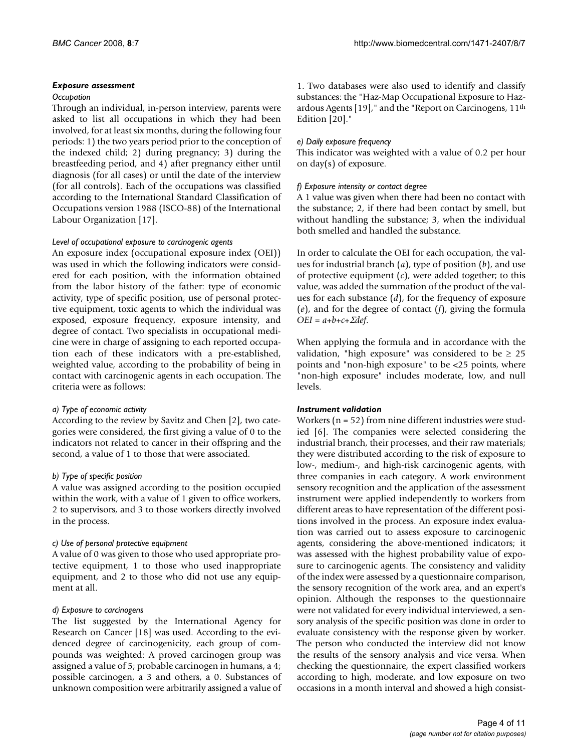### Exposure assessment

#### Occupation

Through an individual, in-person interview, parents were asked to list all occupations in which they had been involved, for at least six months, during the following four periods: 1) the two years period prior to the conception of the indexed child; 2) during pregnancy; 3) during the breastfeeding period, and 4) after pregnancy either until diagnosis (for all cases) or until the date of the interview (for all controls). Each of the occupations was classified according to the International Standard Classification of Occupations version 1988 (ISCO-88) of the International Labour Organization [17].

#### Level of occupational exposure to carcinogenic agents

An exposure index (occupational exposure index (OEI)) was used in which the following indicators were considered for each position, with the information obtained from the labor history of the father: type of economic activity, type of specific position, use of personal protective equipment, toxic agents to which the individual was exposed, exposure frequency, exposure intensity, and degree of contact. Two specialists in occupational medicine were in charge of assigning to each reported occupation each of these indicators with a pre-established, weighted value, according to the probability of being in contact with carcinogenic agents in each occupation. The criteria were as follows:

*a) Type of economic activity*

According to the review by Savitz and Chen [2], two categories were considered, the first giving a value of 0 to the indicators not related to cancer in their offspring and the second, a value of 1 to those that were associated.

*b) Type of specific position*

A value was assigned according to the position occupied within the work, with a value of 1 given to office workers, 2 to supervisors, and 3 to those workers directly involved in the process.

*c) Use of personal protective equipment*

A value of 0 was given to those who used appropriate protective equipment, 1 to those who used inappropriate equipment, and 2 to those who did not use any equipment at all.

*d) Exposure to carcinogens*

The list suggested by the International Agency for Research on Cancer [18] was used. According to the evidenced degree of carcinogenicity, each group of compounds was weighted: A proved carcinogen group was assigned a value of 5; probable carcinogen in humans, a 4; possible carcinogen, a 3 and others, a 0. Substances of unknown composition were arbitrarily assigned a value of 1. Two databases were also used to identify and classify substances: the "Haz-Map Occupational Exposure to Hazardous Agents [19]," and the "Report on Carcinogens, 11th Edition [20]."

*e) Daily exposure frequency*

This indicator was weighted with a value of 0.2 per hour on day(s) of exposure.

*f) Exposure intensity or contact degree*

A 1 value was given when there had been no contact with the substance; 2, if there had been contact by smell, but without handling the substance; 3, when the individual both smelled and handled the substance.

In order to calculate the OEI for each occupation, the values for industrial branch ($a$), type of position ($b$), and use of protective equipment ($c$), were added together; to this value, was added the summation of the product of the values for each substance ($d$), for the frequency of exposure ($e$), and for the degree of contact ($f$), giving the formula $OEI = a+b+c+\Sigma def$.

When applying the formula and in accordance with the validation, "high exposure" was considered to be $\geq 25$ points and "non-high exposure" to be <25 points, where "non-high exposure" includes moderate, low, and null levels.

### Instrument validation

Workers (n = 52) from nine different industries were studied [6]. The companies were selected considering the industrial branch, their processes, and their raw materials; they were distributed according to the risk of exposure to low-, medium-, and high-risk carcinogenic agents, with three companies in each category. A work environment sensory recognition and the application of the assessment instrument were applied independently to workers from different areas to have representation of the different positions involved in the process. An exposure index evaluation was carried out to assess exposure to carcinogenic agents, considering the above-mentioned indicators; it was assessed with the highest probability value of exposure to carcinogenic agents. The consistency and validity of the index were assessed by a questionnaire comparison, the sensory recognition of the work area, and an expert's opinion. Although the responses to the questionnaire were not validated for every individual interviewed, a sensory analysis of the specific position was done in order to evaluate consistency with the response given by worker. The person who conducted the interview did not know the results of the sensory analysis and vice versa. When checking the questionnaire, the expert classified workers according to high, moderate, and low exposure on two occasions in a month interval and showed a high consist-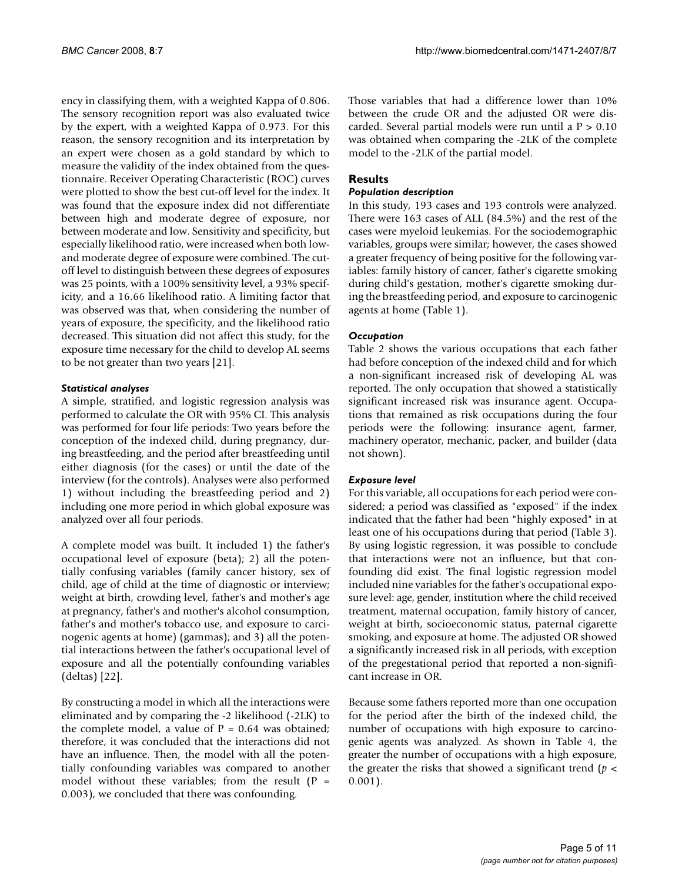ency in classifying them, with a weighted Kappa of 0.806. The sensory recognition report was also evaluated twice by the expert, with a weighted Kappa of 0.973. For this reason, the sensory recognition and its interpretation by an expert were chosen as a gold standard by which to measure the validity of the index obtained from the questionnaire. Receiver Operating Characteristic (ROC) curves were plotted to show the best cut-off level for the index. It was found that the exposure index did not differentiate between high and moderate degree of exposure, nor between moderate and low. Sensitivity and specificity, but especially likelihood ratio, were increased when both low- and moderate degree of exposure were combined. The cut-off level to distinguish between these degrees of exposures was 25 points, with a 100% sensitivity level, a 93% specificity, and a 16.66 likelihood ratio. A limiting factor that was observed was that, when considering the number of years of exposure, the specificity, and the likelihood ratio decreased. This situation did not affect this study, for the exposure time necessary for the child to develop AL seems to be not greater than two years [21].

### *Statistical analyses*

A simple, stratified, and logistic regression analysis was performed to calculate the OR with 95% CI. This analysis was performed for four life periods: Two years before the conception of the indexed child, during pregnancy, during breastfeeding, and the period after breastfeeding until either diagnosis (for the cases) or until the date of the interview (for the controls). Analyses were also performed 1) without including the breastfeeding period and 2) including one more period in which global exposure was analyzed over all four periods.

A complete model was built. It included 1) the father's occupational level of exposure (beta); 2) all the potentially confusing variables (family cancer history, sex of child, age of child at the time of diagnostic or interview; weight at birth, crowding level, father's and mother's age at pregnancy, father's and mother's alcohol consumption, father's and mother's tobacco use, and exposure to carcinogenic agents at home) (gammas); and 3) all the potential interactions between the father's occupational level of exposure and all the potentially confounding variables (deltas) [22].

By constructing a model in which all the interactions were eliminated and by comparing the -2 likelihood (-2LK) to the complete model, a value of $P = 0.64$ was obtained; therefore, it was concluded that the interactions did not have an influence. Then, the model with all the potentially confounding variables was compared to another model without these variables; from the result ($P = 0.003$), we concluded that there was confounding.

Those variables that had a difference lower than 10% between the crude OR and the adjusted OR were discarded. Several partial models were run until a $P > 0.10$ was obtained when comparing the -2LK of the complete model to the -2LK of the partial model.

## Results

### *Population description*

In this study, 193 cases and 193 controls were analyzed. There were 163 cases of ALL (84.5%) and the rest of the cases were myeloid leukemias. For the sociodemographic variables, groups were similar; however, the cases showed a greater frequency of being positive for the following variables: family history of cancer, father's cigarette smoking during child's gestation, mother's cigarette smoking during the breastfeeding period, and exposure to carcinogenic agents at home (Table 1).

### *Occupation*

Table 2 shows the various occupations that each father had before conception of the indexed child and for which a non-significant increased risk of developing AL was reported. The only occupation that showed a statistically significant increased risk was insurance agent. Occupations that remained as risk occupations during the four periods were the following: insurance agent, farmer, machinery operator, mechanic, packer, and builder (data not shown).

### *Exposure level*

For this variable, all occupations for each period were considered; a period was classified as "exposed" if the index indicated that the father had been "highly exposed" in at least one of his occupations during that period (Table 3). By using logistic regression, it was possible to conclude that interactions were not an influence, but that confounding did exist. The final logistic regression model included nine variables for the father's occupational exposure level: age, gender, institution where the child received treatment, maternal occupation, family history of cancer, weight at birth, socioeconomic status, paternal cigarette smoking, and exposure at home. The adjusted OR showed a significantly increased risk in all periods, with exception of the pregestational period that reported a non-significant increase in OR.

Because some fathers reported more than one occupation for the period after the birth of the indexed child, the number of occupations with high exposure to carcinogenic agents was analyzed. As shown in Table 4, the greater the number of occupations with a high exposure, the greater the risks that showed a significant trend ($p < 0.001$).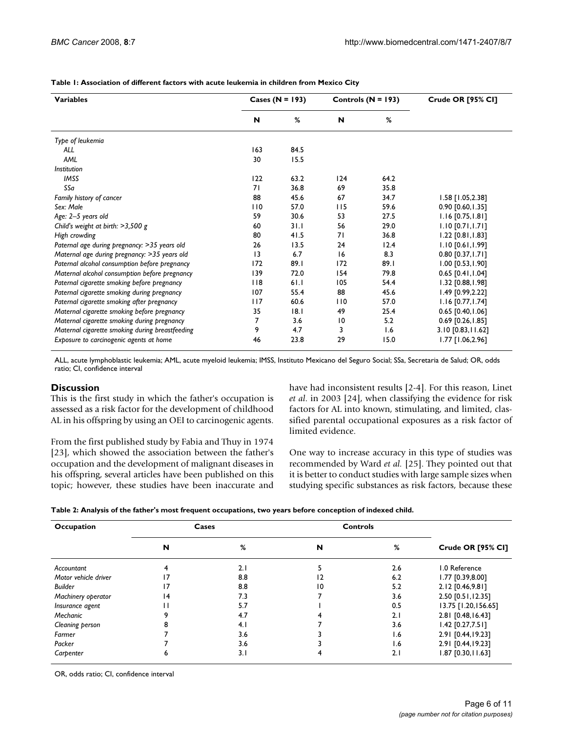**Table 1: Association of different factors with acute leukemia in children from Mexico City**

| Variables | Cases (N = 193) | | Controls (N = 193) | | Crude OR [95% CI] |
|---|---|---|---|---|---|
| | N | % | N | % | |
| *Type of leukemia* | | | | | |
| *ALL* | 163 | 84.5 | | | |
| *AML* | 30 | 15.5 | | | |
| *Institution* | | | | | |
| *IMSS* | 122 | 63.2 | 124 | 64.2 | |
| *SSa* | 71 | 36.8 | 69 | 35.8 | |
| *Family history of cancer* | 88 | 45.6 | 67 | 34.7 | 1.58 [1.05,2.38] |
| *Sex: Male* | 110 | 57.0 | 115 | 59.6 | 0.90 [0.60,1.35] |
| *Age: 2–5 years old* | 59 | 30.6 | 53 | 27.5 | 1.16 [0.75,1.81] |
| *Child's weight at birth: >3,500 g* | 60 | 31.1 | 56 | 29.0 | 1.10 [0.71,1.71] |
| *High crowding* | 80 | 41.5 | 71 | 36.8 | 1.22 [0.81,1.83] |
| *Paternal age during pregnancy: >35 years old* | 26 | 13.5 | 24 | 12.4 | 1.10 [0.61,1.99] |
| *Maternal age during pregnancy: >35 years old* | 13 | 6.7 | 16 | 8.3 | 0.80 [0.37,1.71] |
| *Paternal alcohol consumption before pregnancy* | 172 | 89.1 | 172 | 89.1 | 1.00 [0.53,1.90] |
| *Maternal alcohol consumption before pregnancy* | 139 | 72.0 | 154 | 79.8 | 0.65 [0.41,1.04] |
| *Paternal cigarette smoking before pregnancy* | 118 | 61.1 | 105 | 54.4 | 1.32 [0.88,1.98] |
| *Paternal cigarette smoking during pregnancy* | 107 | 55.4 | 88 | 45.6 | 1.49 [0.99,2.22] |
| *Paternal cigarette smoking after pregnancy* | 117 | 60.6 | 110 | 57.0 | 1.16 [0.77,1.74] |
| *Maternal cigarette smoking before pregnancy* | 35 | 18.1 | 49 | 25.4 | 0.65 [0.40,1.06] |
| *Maternal cigarette smoking during pregnancy* | 7 | 3.6 | 10 | 5.2 | 0.69 [0.26,1.85] |
| *Maternal cigarette smoking during breastfeeding* | 9 | 4.7 | 3 | 1.6 | 3.10 [0.83,11.62] |
| *Exposure to carcinogenic agents at home* | 46 | 23.8 | 29 | 15.0 | 1.77 [1.06,2.96] |

ALL, acute lymphoblastic leukemia; AML, acute myeloid leukemia; IMSS, Instituto Mexicano del Seguro Social; SSa, Secretaria de Salud; OR, odds ratio; CI, confidence interval

## Discussion

This is the first study in which the father's occupation is assessed as a risk factor for the development of childhood AL in his offspring by using an OEI to carcinogenic agents.

From the first published study by Fabia and Thuy in 1974 [23], which showed the association between the father's occupation and the development of malignant diseases in his offspring, several articles have been published on this topic; however, these studies have been inaccurate and have had inconsistent results [2-4]. For this reason, Linet *et al*. in 2003 [24], when classifying the evidence for risk factors for AL into known, stimulating, and limited, classified parental occupational exposures as a risk factor of limited evidence.

One way to increase accuracy in this type of studies was recommended by Ward *et al.* [25]. They pointed out that it is better to conduct studies with large sample sizes when studying specific substances as risk factors, because these

**Table 2: Analysis of the father's most frequent occupations, two years before conception of indexed child.**

| Occupation | Cases | | Controls | | Crude OR [95% CI] |
|---|---|---|---|---|---|
| | N | % | N | % | |
| *Accountant* | 4 | 2.1 | 5 | 2.6 | 1.0 Reference |
| *Motor vehicle driver* | 17 | 8.8 | 12 | 6.2 | 1.77 [0.39,8.00] |
| *Builder* | 17 | 8.8 | 10 | 5.2 | 2.12 [0.46,9.81] |
| *Machinery operator* | 14 | 7.3 | 7 | 3.6 | 2.50 [0.51,12.35] |
| *Insurance agent* | 11 | 5.7 | 1 | 0.5 | 13.75 [1.20,156.65] |
| *Mechanic* | 9 | 4.7 | 4 | 2.1 | 2.81 [0.48,16.43] |
| *Cleaning person* | 8 | 4.1 | 7 | 3.6 | 1.42 [0.27,7.51] |
| *Farmer* | 7 | 3.6 | 3 | 1.6 | 2.91 [0.44,19.23] |
| *Packer* | 7 | 3.6 | 3 | 1.6 | 2.91 [0.44,19.23] |
| *Carpenter* | 6 | 3.1 | 4 | 2.1 | 1.87 [0.30,11.63] |

OR, odds ratio; CI, confidence interval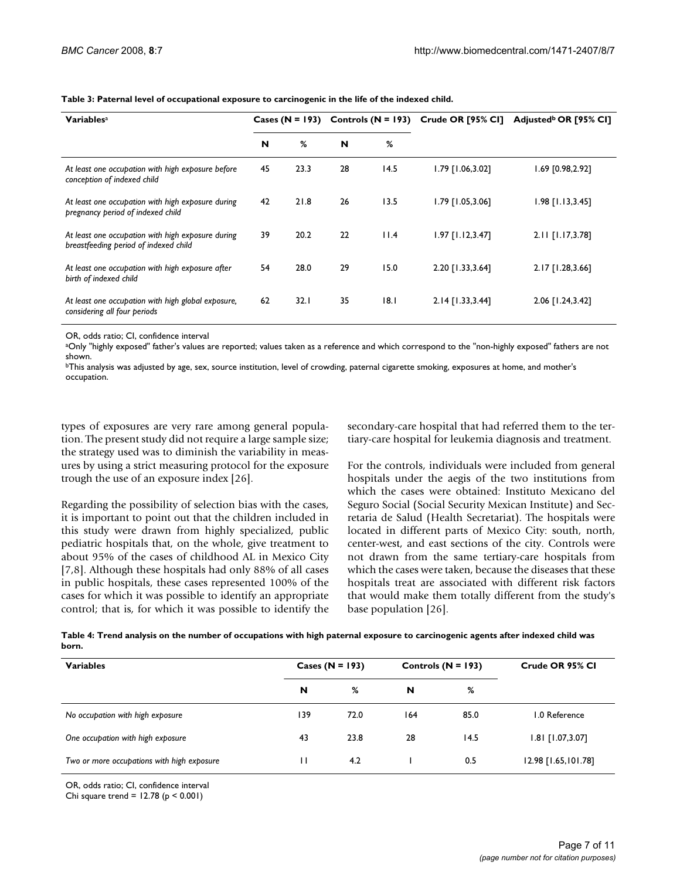**Table 3: Paternal level of occupational exposure to carcinogenic in the life of the indexed child.**

| Variables[a] | Cases (N = 193) | | Controls (N = 193) | | Crude OR [95% CI] | Adjusted[b] OR [95% CI] |
|---|---|---|---|---|---|---|
| | N | % | N | % | | |
| *At least one occupation with high exposure before conception of indexed child* | 45 | 23.3 | 28 | 14.5 | 1.79 [1.06,3.02] | 1.69 [0.98,2.92] |
| *At least one occupation with high exposure during pregnancy period of indexed child* | 42 | 21.8 | 26 | 13.5 | 1.79 [1.05,3.06] | 1.98 [1.13,3.45] |
| *At least one occupation with high exposure during breastfeeding period of indexed child* | 39 | 20.2 | 22 | 11.4 | 1.97 [1.12,3.47] | 2.11 [1.17,3.78] |
| *At least one occupation with high exposure after birth of indexed child* | 54 | 28.0 | 29 | 15.0 | 2.20 [1.33,3.64] | 2.17 [1.28,3.66] |
| *At least one occupation with high global exposure, considering all four periods* | 62 | 32.1 | 35 | 18.1 | 2.14 [1.33,3.44] | 2.06 [1.24,3.42] |

OR, odds ratio; CI, confidence interval

[a]Only "highly exposed" father's values are reported; values taken as a reference and which correspond to the "non-highly exposed" fathers are not shown.

[b]This analysis was adjusted by age, sex, source institution, level of crowding, paternal cigarette smoking, exposures at home, and mother's occupation.

types of exposures are very rare among general population. The present study did not require a large sample size; the strategy used was to diminish the variability in measures by using a strict measuring protocol for the exposure trough the use of an exposure index [26].

Regarding the possibility of selection bias with the cases, it is important to point out that the children included in this study were drawn from highly specialized, public pediatric hospitals that, on the whole, give treatment to about 95% of the cases of childhood AL in Mexico City [7,8]. Although these hospitals had only 88% of all cases in public hospitals, these cases represented 100% of the cases for which it was possible to identify an appropriate control; that is, for which it was possible to identify the secondary-care hospital that had referred them to the tertiary-care hospital for leukemia diagnosis and treatment.

For the controls, individuals were included from general hospitals under the aegis of the two institutions from which the cases were obtained: Instituto Mexicano del Seguro Social (Social Security Mexican Institute) and Secretaria de Salud (Health Secretariat). The hospitals were located in different parts of Mexico City: south, north, center-west, and east sections of the city. Controls were not drawn from the same tertiary-care hospitals from which the cases were taken, because the diseases that these hospitals treat are associated with different risk factors that would make them totally different from the study's base population [26].

**Table 4: Trend analysis on the number of occupations with high paternal exposure to carcinogenic agents after indexed child was born.**

| Variables | Cases (N = 193) | | Controls (N = 193) | | Crude OR 95% CI |
|---|---|---|---|---|---|
| | N | % | N | % | |
| *No occupation with high exposure* | 139 | 72.0 | 164 | 85.0 | 1.0 Reference |
| *One occupation with high exposure* | 43 | 23.8 | 28 | 14.5 | 1.81 [1.07,3.07] |
| *Two or more occupations with high exposure* | 11 | 4.2 | 1 | 0.5 | 12.98 [1.65,101.78] |

OR, odds ratio; CI, confidence interval

Chi square trend = 12.78 ($p < 0.001$)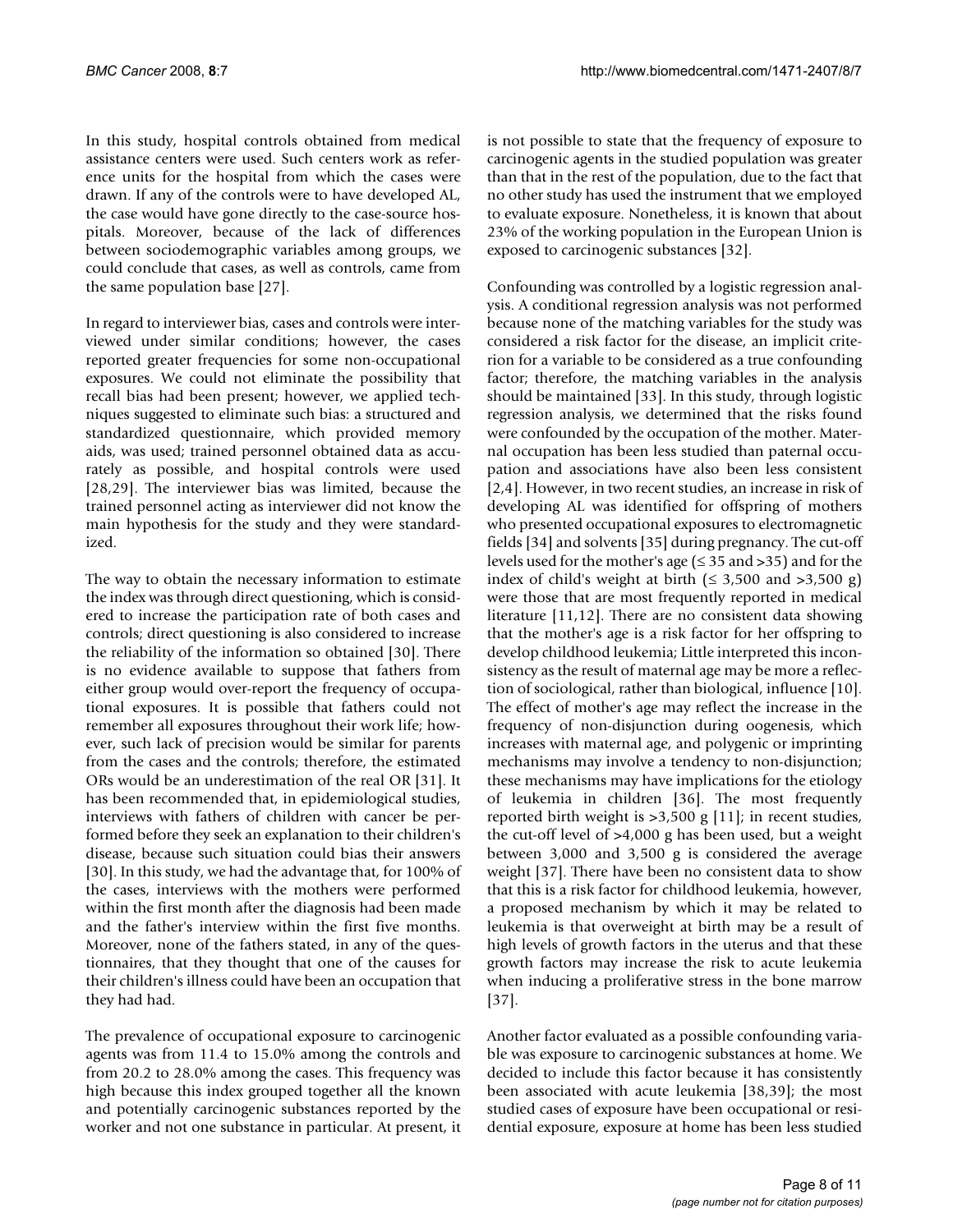In this study, hospital controls obtained from medical assistance centers were used. Such centers work as reference units for the hospital from which the cases were drawn. If any of the controls were to have developed AL, the case would have gone directly to the case-source hospitals. Moreover, because of the lack of differences between sociodemographic variables among groups, we could conclude that cases, as well as controls, came from the same population base [27].

In regard to interviewer bias, cases and controls were interviewed under similar conditions; however, the cases reported greater frequencies for some non-occupational exposures. We could not eliminate the possibility that recall bias had been present; however, we applied techniques suggested to eliminate such bias: a structured and standardized questionnaire, which provided memory aids, was used; trained personnel obtained data as accurately as possible, and hospital controls were used [28,29]. The interviewer bias was limited, because the trained personnel acting as interviewer did not know the main hypothesis for the study and they were standardized.

The way to obtain the necessary information to estimate the index was through direct questioning, which is considered to increase the participation rate of both cases and controls; direct questioning is also considered to increase the reliability of the information so obtained [30]. There is no evidence available to suppose that fathers from either group would over-report the frequency of occupational exposures. It is possible that fathers could not remember all exposures throughout their work life; however, such lack of precision would be similar for parents from the cases and the controls; therefore, the estimated ORs would be an underestimation of the real OR [31]. It has been recommended that, in epidemiological studies, interviews with fathers of children with cancer be performed before they seek an explanation to their children's disease, because such situation could bias their answers [30]. In this study, we had the advantage that, for 100% of the cases, interviews with the mothers were performed within the first month after the diagnosis had been made and the father's interview within the first five months. Moreover, none of the fathers stated, in any of the questionnaires, that they thought that one of the causes for their children's illness could have been an occupation that they had had.

The prevalence of occupational exposure to carcinogenic agents was from 11.4 to 15.0% among the controls and from 20.2 to 28.0% among the cases. This frequency was high because this index grouped together all the known and potentially carcinogenic substances reported by the worker and not one substance in particular. At present, it is not possible to state that the frequency of exposure to carcinogenic agents in the studied population was greater than that in the rest of the population, due to the fact that no other study has used the instrument that we employed to evaluate exposure. Nonetheless, it is known that about 23% of the working population in the European Union is exposed to carcinogenic substances [32].

Confounding was controlled by a logistic regression analysis. A conditional regression analysis was not performed because none of the matching variables for the study was considered a risk factor for the disease, an implicit criterion for a variable to be considered as a true confounding factor; therefore, the matching variables in the analysis should be maintained [33]. In this study, through logistic regression analysis, we determined that the risks found were confounded by the occupation of the mother. Maternal occupation has been less studied than paternal occupation and associations have also been less consistent [2,4]. However, in two recent studies, an increase in risk of developing AL was identified for offspring of mothers who presented occupational exposures to electromagnetic fields [34] and solvents [35] during pregnancy. The cut-off levels used for the mother's age (≤ 35 and >35) and for the index of child's weight at birth (≤ 3,500 and >3,500 g) were those that are most frequently reported in medical literature [11,12]. There are no consistent data showing that the mother's age is a risk factor for her offspring to develop childhood leukemia; Little interpreted this inconsistency as the result of maternal age may be more a reflection of sociological, rather than biological, influence [10]. The effect of mother's age may reflect the increase in the frequency of non-disjunction during oogenesis, which increases with maternal age, and polygenic or imprinting mechanisms may involve a tendency to non-disjunction; these mechanisms may have implications for the etiology of leukemia in children [36]. The most frequently reported birth weight is >3,500 g [11]; in recent studies, the cut-off level of >4,000 g has been used, but a weight between 3,000 and 3,500 g is considered the average weight [37]. There have been no consistent data to show that this is a risk factor for childhood leukemia, however, a proposed mechanism by which it may be related to leukemia is that overweight at birth may be a result of high levels of growth factors in the uterus and that these growth factors may increase the risk to acute leukemia when inducing a proliferative stress in the bone marrow [37].

Another factor evaluated as a possible confounding variable was exposure to carcinogenic substances at home. We decided to include this factor because it has consistently been associated with acute leukemia [38,39]; the most studied cases of exposure have been occupational or residential exposure, exposure at home has been less studied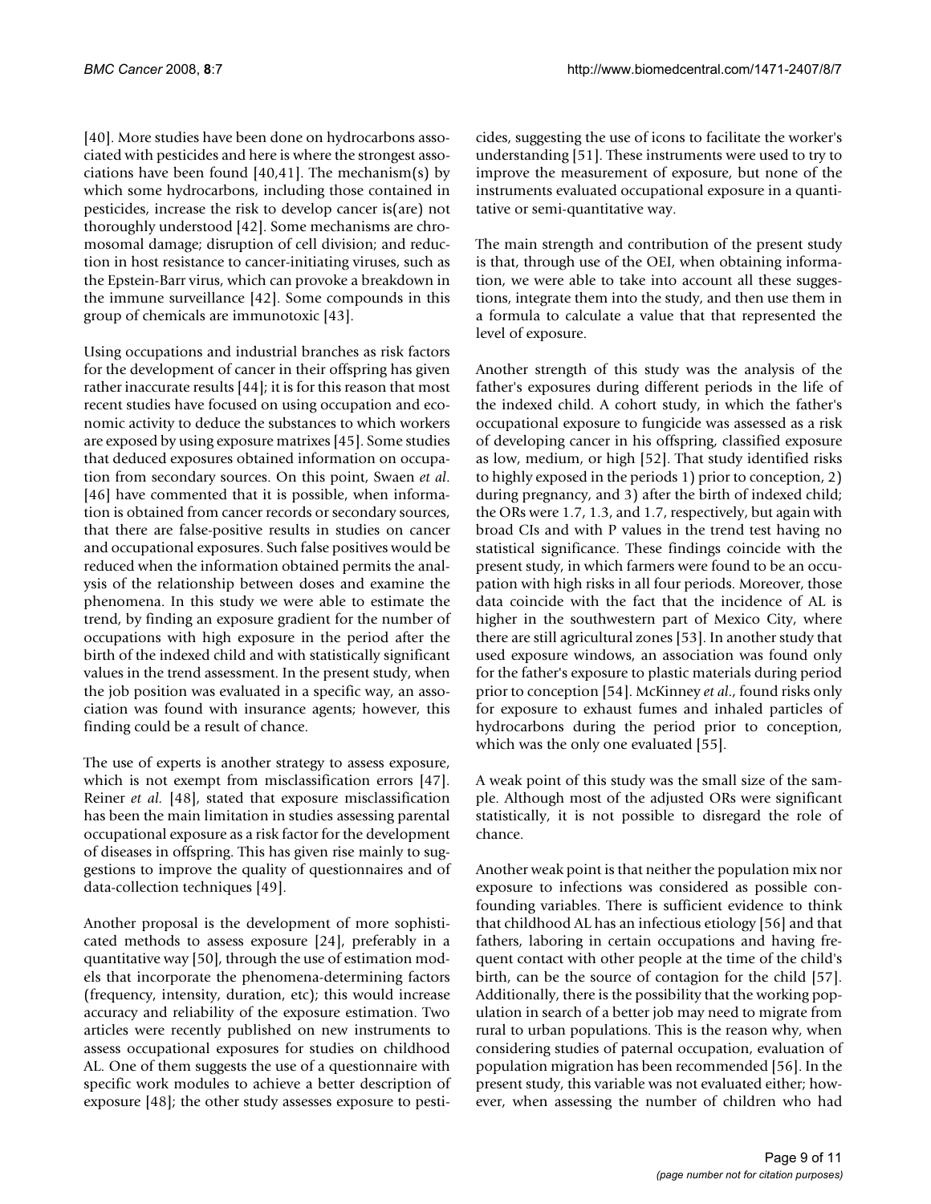[40]. More studies have been done on hydrocarbons associated with pesticides and here is where the strongest associations have been found [40,41]. The mechanism(s) by which some hydrocarbons, including those contained in pesticides, increase the risk to develop cancer is(are) not thoroughly understood [42]. Some mechanisms are chromosomal damage; disruption of cell division; and reduction in host resistance to cancer-initiating viruses, such as the Epstein-Barr virus, which can provoke a breakdown in the immune surveillance [42]. Some compounds in this group of chemicals are immunotoxic [43].

Using occupations and industrial branches as risk factors for the development of cancer in their offspring has given rather inaccurate results [44]; it is for this reason that most recent studies have focused on using occupation and economic activity to deduce the substances to which workers are exposed by using exposure matrixes [45]. Some studies that deduced exposures obtained information on occupation from secondary sources. On this point, Swaen *et al*. [46] have commented that it is possible, when information is obtained from cancer records or secondary sources, that there are false-positive results in studies on cancer and occupational exposures. Such false positives would be reduced when the information obtained permits the analysis of the relationship between doses and examine the phenomena. In this study we were able to estimate the trend, by finding an exposure gradient for the number of occupations with high exposure in the period after the birth of the indexed child and with statistically significant values in the trend assessment. In the present study, when the job position was evaluated in a specific way, an association was found with insurance agents; however, this finding could be a result of chance.

The use of experts is another strategy to assess exposure, which is not exempt from misclassification errors [47]. Reiner *et al.* [48], stated that exposure misclassification has been the main limitation in studies assessing parental occupational exposure as a risk factor for the development of diseases in offspring. This has given rise mainly to suggestions to improve the quality of questionnaires and of data-collection techniques [49].

Another proposal is the development of more sophisticated methods to assess exposure [24], preferably in a quantitative way [50], through the use of estimation models that incorporate the phenomena-determining factors (frequency, intensity, duration, etc); this would increase accuracy and reliability of the exposure estimation. Two articles were recently published on new instruments to assess occupational exposures for studies on childhood AL. One of them suggests the use of a questionnaire with specific work modules to achieve a better description of exposure [48]; the other study assesses exposure to pesticides, suggesting the use of icons to facilitate the worker's understanding [51]. These instruments were used to try to improve the measurement of exposure, but none of the instruments evaluated occupational exposure in a quantitative or semi-quantitative way.

The main strength and contribution of the present study is that, through use of the OEI, when obtaining information, we were able to take into account all these suggestions, integrate them into the study, and then use them in a formula to calculate a value that that represented the level of exposure.

Another strength of this study was the analysis of the father's exposures during different periods in the life of the indexed child. A cohort study, in which the father's occupational exposure to fungicide was assessed as a risk of developing cancer in his offspring, classified exposure as low, medium, or high [52]. That study identified risks to highly exposed in the periods 1) prior to conception, 2) during pregnancy, and 3) after the birth of indexed child; the ORs were 1.7, 1.3, and 1.7, respectively, but again with broad CIs and with P values in the trend test having no statistical significance. These findings coincide with the present study, in which farmers were found to be an occupation with high risks in all four periods. Moreover, those data coincide with the fact that the incidence of AL is higher in the southwestern part of Mexico City, where there are still agricultural zones [53]. In another study that used exposure windows, an association was found only for the father's exposure to plastic materials during period prior to conception [54]. McKinney *et al.*, found risks only for exposure to exhaust fumes and inhaled particles of hydrocarbons during the period prior to conception, which was the only one evaluated [55].

A weak point of this study was the small size of the sample. Although most of the adjusted ORs were significant statistically, it is not possible to disregard the role of chance.

Another weak point is that neither the population mix nor exposure to infections was considered as possible confounding variables. There is sufficient evidence to think that childhood AL has an infectious etiology [56] and that fathers, laboring in certain occupations and having frequent contact with other people at the time of the child's birth, can be the source of contagion for the child [57]. Additionally, there is the possibility that the working population in search of a better job may need to migrate from rural to urban populations. This is the reason why, when considering studies of paternal occupation, evaluation of population migration has been recommended [56]. In the present study, this variable was not evaluated either; however, when assessing the number of children who had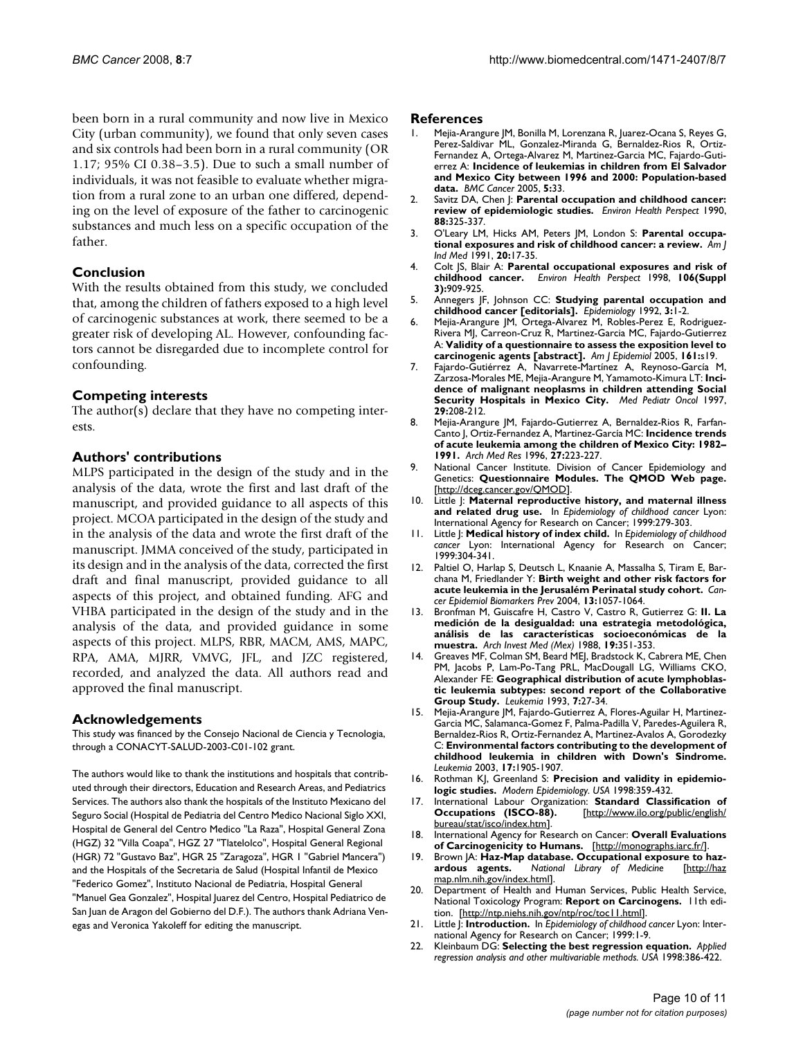been born in a rural community and now live in Mexico City (urban community), we found that only seven cases and six controls had been born in a rural community (OR 1.17; 95% CI 0.38–3.5). Due to such a small number of individuals, it was not feasible to evaluate whether migration from a rural zone to an urban one differed, depending on the level of exposure of the father to carcinogenic substances and much less on a specific occupation of the father.

## Conclusion

With the results obtained from this study, we concluded that, among the children of fathers exposed to a high level of carcinogenic substances at work, there seemed to be a greater risk of developing AL. However, confounding factors cannot be disregarded due to incomplete control for confounding.

## Competing interests

The author(s) declare that they have no competing interests.

## Authors' contributions

MLPS participated in the design of the study and in the analysis of the data, wrote the first and last draft of the manuscript, and provided guidance to all aspects of this project. MCOA participated in the design of the study and in the analysis of the data and wrote the first draft of the manuscript. JMMA conceived of the study, participated in its design and in the analysis of the data, corrected the first draft and final manuscript, provided guidance to all aspects of this project, and obtained funding. AFG and VHBA participated in the design of the study and in the analysis of the data, and provided guidance in some aspects of this project. MLPS, RBR, MACM, AMS, MAPC, RPA, AMA, MJRR, VMVG, JFL, and JZC registered, recorded, and analyzed the data. All authors read and approved the final manuscript.

## Acknowledgements

This study was financed by the Consejo Nacional de Ciencia y Tecnologia, through a CONACYT-SALUD-2003-C01-102 grant.

The authors would like to thank the institutions and hospitals that contributed through their directors, Education and Research Areas, and Pediatrics Services. The authors also thank the hospitals of the Instituto Mexicano del Seguro Social (Hospital de Pediatria del Centro Medico Nacional Siglo XXI, Hospital de General del Centro Medico "La Raza", Hospital General Zona (HGZ) 32 "Villa Coapa", HGZ 27 "Tlatelolco", Hospital General Regional (HGR) 72 "Gustavo Baz", HGR 25 "Zaragoza", HGR 1 "Gabriel Mancera") and the Hospitals of the Secretaria de Salud (Hospital Infantil de Mexico "Federico Gomez", Instituto Nacional de Pediatria, Hospital General "Manuel Gea Gonzalez", Hospital Juarez del Centro, Hospital Pediatrico de San Juan de Aragon del Gobierno del D.F.). The authors thank Adriana Venegas and Veronica Yakoleff for editing the manuscript.

## References

1. Mejia-Arangure JM, Bonilla M, Lorenzana R, Juarez-Ocana S, Reyes G, Perez-Saldivar ML, Gonzalez-Miranda G, Bernaldez-Rios R, Ortiz-Fernandez A, Ortega-Alvarez M, Martinez-Garcia MC, Fajardo-Gutierrez A: **Incidence of leukemias in children from El Salvador and Mexico City between 1996 and 2000: Population-based data.** *BMC Cancer* 2005, **5:**33.
2. Savitz DA, Chen J: **Parental occupation and childhood cancer: review of epidemiologic studies.** *Environ Health Perspect* 1990, **88:**325-337.
3. O'Leary LM, Hicks AM, Peters JM, London S: **Parental occupational exposures and risk of childhood cancer: a review.** *Am J Ind Med* 1991, **20:**17-35.
4. Colt JS, Blair A: **Parental occupational exposures and risk of childhood cancer.** *Environ Health Perspect* 1998, **106(Suppl 3):**909-925.
5. Annegers JF, Johnson CC: **Studying parental occupation and childhood cancer [editorials].** *Epidemiology* 1992, **3:**1-2.
6. Mejia-Arangure JM, Ortega-Alvarez M, Robles-Perez E, Rodriguez-Rivera MJ, Carreon-Cruz R, Martinez-Garcia MC, Fajardo-Gutierrez A: **Validity of a questionnaire to assess the exposition level to carcinogenic agents [abstract].** *Am J Epidemiol* 2005, **161:**s19.
7. Fajardo-Gutiérrez A, Navarrete-Martínez A, Reynoso-García M, Zarzosa-Morales ME, Mejia-Arangure M, Yamamoto-Kimura LT: **Incidence of malignant neoplasms in children attending Social Security Hospitals in Mexico City.** *Med Pediatr Oncol* 1997, **29:**208-212.
8. Mejia-Arangure JM, Fajardo-Gutierrez A, Bernaldez-Rios R, Farfan-Canto J, Ortiz-Fernandez A, Martinez-García MC: **Incidence trends of acute leukemia among the children of Mexico City: 1982–1991.** *Arch Med Res* 1996, **27:**223-227.
9. National Cancer Institute. Division of Cancer Epidemiology and Genetics: **Questionnaire Modules. The QMOD Web page.** [http://dceg.cancer.gov/QMOD].
10. Little J: **Maternal reproductive history, and maternal illness and related drug use.** In *Epidemiology of childhood cancer* Lyon: International Agency for Research on Cancer; 1999:279-303.
11. Little J: **Medical history of index child.** In *Epidemiology of childhood cancer* Lyon: International Agency for Research on Cancer; 1999:304-341.
12. Paltiel O, Harlap S, Deutsch L, Knaanie A, Massalha S, Tiram E, Barchana M, Friedlander Y: **Birth weight and other risk factors for acute leukemia in the Jerusalém Perinatal study cohort.** *Cancer Epidemiol Biomarkers Prev* 2004, **13:**1057-1064.
13. Bronfman M, Guiscafre H, Castro V, Castro R, Gutierrez G: **II. La medición de la desigualdad: una estrategia metodológica, análisis de las características socioeconómicas de la muestra.** *Arch Invest Med (Mex)* 1988, **19:**351-353.
14. Greaves MF, Colman SM, Beard MEJ, Bradstock K, Cabrera ME, Chen PM, Jacobs P, Lam-Po-Tang PRL, MacDougall LG, Williams CKO, Alexander FE: **Geographical distribution of acute lymphoblastic leukemia subtypes: second report of the Collaborative Group Study.** *Leukemia* 1993, **7:**27-34.
15. Mejia-Arangure JM, Fajardo-Gutierrez A, Flores-Aguilar H, Martinez-Garcia MC, Salamanca-Gomez F, Palma-Padilla V, Paredes-Aguilera R, Bernaldez-Rios R, Ortiz-Fernandez A, Martinez-Avalos A, Gorodezky C: **Environmental factors contributing to the development of childhood leukemia in children with Down's Sindrome.** *Leukemia* 2003, **17:**1905-1907.
16. Rothman KJ, Greenland S: **Precision and validity in epidemiologic studies.** *Modern Epidemiology. USA* 1998:359-432.
17. International Labour Organization: **Standard Classification of Occupations (ISCO-88).** [http://www.ilo.org/public/english/bureau/stat/isco/index.htm].
18. International Agency for Research on Cancer: **Overall Evaluations of Carcinogenicity to Humans.** [http://monographs.iarc.fr/].
19. Brown JA: **Haz-Map database. Occupational exposure to hazardous agents.** *National Library of Medicine* [http://hazmap.nlm.nih.gov/index.html].
20. Department of Health and Human Services, Public Health Service, National Toxicology Program: **Report on Carcinogens.** 11th edition. [http://ntp.niehs.nih.gov/ntp/roc/toc11.html].
21. Little J: **Introduction.** In *Epidemiology of childhood cancer* Lyon: International Agency for Research on Cancer; 1999:1-9.
22. Kleinbaum DG: **Selecting the best regression equation.** *Applied regression analysis and other multivariable methods. USA* 1998:386-422.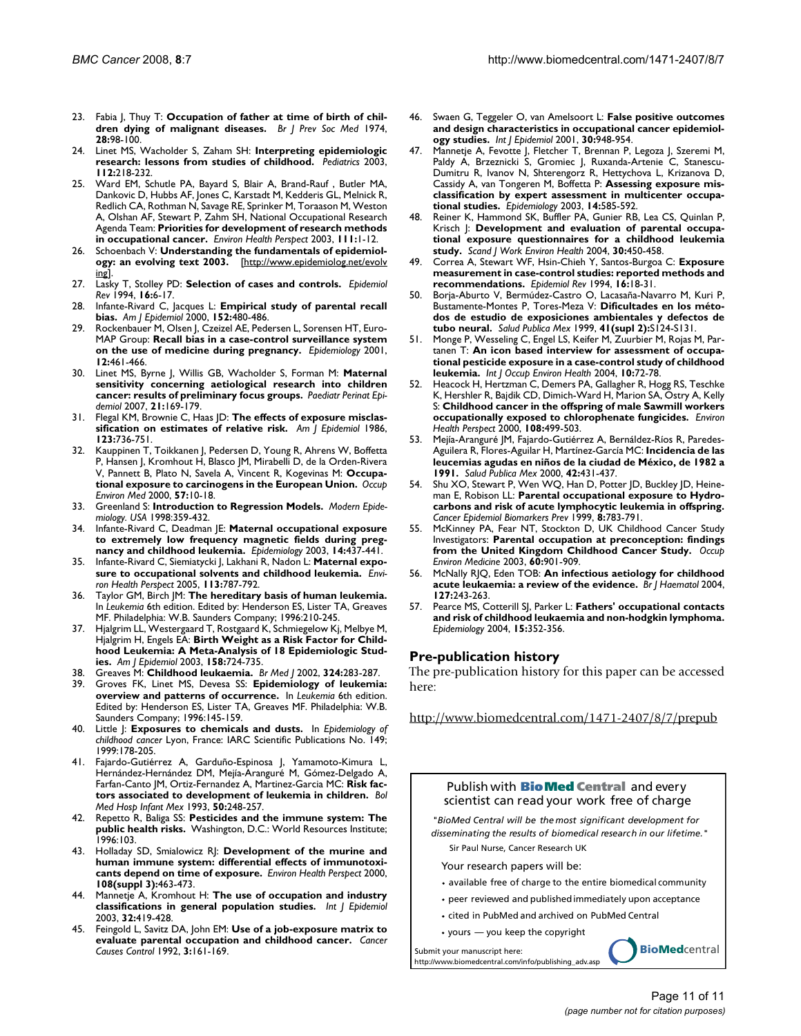23. Fabia J, Thuy T: **Occupation of father at time of birth of children dying of malignant diseases.** *Br J Prev Soc Med* 1974, **28:**98-100.
24. Linet MS, Wacholder S, Zaham SH: **Interpreting epidemiologic research: lessons from studies of childhood.** *Pediatrics* 2003, **112:**218-232.
25. Ward EM, Schutle PA, Bayard S, Blair A, Brand-Rauf , Butler MA, Dankovic D, Hubbs AF, Jones C, Karstadt M, Kedderis GL, Melnick R, Redlich CA, Rothman N, Savage RE, Sprinker M, Toraason M, Weston A, Olshan AF, Stewart P, Zahm SH, National Occupational Research Agenda Team: **Priorities for development of research methods in occupational cancer.** *Environ Health Perspect* 2003, **111:**1-12.
26. Schoenbach V: **Understanding the fundamentals of epidemiology: an evolving text 2003.** [http://www.epidemiolog.net/evolving].
27. Lasky T, Stolley PD: **Selection of cases and controls.** *Epidemiol Rev* 1994, **16:**6-17.
28. Infante-Rivard C, Jacques L: **Empirical study of parental recall bias.** *Am J Epidemiol* 2000, **152:**480-486.
29. Rockenbauer M, Olsen J, Czeizel AE, Pedersen L, Sorensen HT, EuroMAP Group: **Recall bias in a case-control surveillance system on the use of medicine during pregnancy.** *Epidemiology* 2001, **12:**461-466.
30. Linet MS, Byrne J, Willis GB, Wacholder S, Forman M: **Maternal sensitivity concerning aetiological research into children cancer: results of preliminary focus groups.** *Paediatr Perinat Epidemiol* 2007, **21:**169-179.
31. Flegal KM, Brownie C, Haas JD: **The effects of exposure misclassification on estimates of relative risk.** *Am J Epidemiol* 1986, **123:**736-751.
32. Kauppinen T, Toikkanen J, Pedersen D, Young R, Ahrens W, Boffetta P, Hansen J, Kromhout H, Blasco JM, Mirabelli D, de la Orden-Rivera V, Pannett B, Plato N, Savela A, Vincent R, Kogevinas M: **Occupational exposure to carcinogens in the European Union.** *Occup Environ Med* 2000, **57:**10-18.
33. Greenland S: **Introduction to Regression Models.** *Modern Epidemiology. USA* 1998:359-432.
34. Infante-Rivard C, Deadman JE: **Maternal occupational exposure to extremely low frequency magnetic fields during pregnancy and childhood leukemia.** *Epidemiology* 2003, **14:**437-441.
35. Infante-Rivard C, Siemiatycki J, Lakhani R, Nadon L: **Maternal exposure to occupational solvents and childhood leukemia.** *Environ Health Perspect* 2005, **113:**787-792.
36. Taylor GM, Birch JM: **The hereditary basis of human leukemia.** In *Leukemia* 6th edition. Edited by: Henderson ES, Lister TA, Greaves MF. Philadelphia: W.B. Saunders Company; 1996:210-245.
37. Hjalgrim LL, Westergaard T, Rostgaard K, Schmiegelow Kj, Melbye M, Hjalgrim H, Engels EA: **Birth Weight as a Risk Factor for Childhood Leukemia: A Meta-Analysis of 18 Epidemiologic Studies.** *Am J Epidemiol* 2003, **158:**724-735.
38. Greaves M: **Childhood leukaemia.** *Br Med J* 2002, **324:**283-287.
39. Groves FK, Linet MS, Devesa SS: **Epidemiology of leukemia: overview and patterns of occurrence.** In *Leukemia* 6th edition. Edited by: Henderson ES, Lister TA, Greaves MF. Philadelphia: W.B. Saunders Company; 1996:145-159.
40. Little J: **Exposures to chemicals and dusts.** In *Epidemiology of childhood cancer* Lyon, France: IARC Scientific Publications No. 149; 1999:178-205.
41. Fajardo-Gutiérrez A, Garduño-Espinosa J, Yamamoto-Kimura L, Hernández-Hernández DM, Mejía-Aranguré M, Gómez-Delgado A, Farfan-Canto JM, Ortiz-Fernandez A, Martinez-Garcia MC: **Risk factors associated to development of leukemia in children.** *Bol Med Hosp Infant Mex* 1993, **50:**248-257.
42. Repetto R, Baliga SS: **Pesticides and the immune system: The public health risks.** Washington, D.C.: World Resources Institute; 1996:103.
43. Holladay SD, Smialowicz RJ: **Development of the murine and human immune system: differential effects of immunotoxicants depend on time of exposure.** *Environ Health Perspect* 2000, **108(suppl 3):**463-473.
44. Mannetje A, Kromhout H: **The use of occupation and industry classifications in general population studies.** *Int J Epidemiol* 2003, **32:**419-428.
45. Feingold L, Savitz DA, John EM: **Use of a job-exposure matrix to evaluate parental occupation and childhood cancer.** *Cancer Causes Control* 1992, **3:**161-169.
46. Swaen G, Teggeler O, van Amelsoort L: **False positive outcomes and design characteristics in occupational cancer epidemiology studies.** *Int J Epidemiol* 2001, **30:**948-954.
47. Mannetje A, Fevotte J, Fletcher T, Brennan P, Legoza J, Szeremi M, Paldy A, Brzeznicki S, Gromiec J, Ruxanda-Artenie C, Stanescu-Dumitru R, Ivanov N, Shterengorz R, Hettychova L, Krizanova D, Cassidy A, van Tongeren M, Boffetta P: **Assessing exposure misclassification by expert assessment in multicenter occupational studies.** *Epidemiology* 2003, **14:**585-592.
48. Reiner K, Hammond SK, Buffler PA, Gunier RB, Lea CS, Quinlan P, Krisch J: **Development and evaluation of parental occupational exposure questionnaires for a childhood leukemia study.** *Scand J Work Environ Health* 2004, **30:**450-458.
49. Correa A, Stewart WF, Hsin-Chieh Y, Santos-Burgoa C: **Exposure measurement in case-control studies: reported methods and recommendations.** *Epidemiol Rev* 1994, **16:**18-31.
50. Borja-Aburto V, Bermúdez-Castro O, Lacasaña-Navarro M, Kuri P, Bustamente-Montes P, Tores-Meza V: **Dificultades en los métodos de estudio de exposiciones ambientales y defectos de tubo neural.** *Salud Publica Mex* 1999, **41(supl 2):**S124-S131.
51. Monge P, Wesseling C, Engel LS, Keifer M, Zuurbier M, Rojas M, Partanen T: **An icon based interview for assessment of occupational pesticide exposure in a case-control study of childhood leukemia.** *Int J Occup Environ Health* 2004, **10:**72-78.
52. Heacock H, Hertzman C, Demers PA, Gallagher R, Hogg RS, Teschke K, Hershler R, Bajdik CD, Dimich-Ward H, Marion SA, Ostry A, Kelly S: **Childhood cancer in the offspring of male Sawmill workers occupationally exposed to chlorophenate fungicides.** *Environ Health Perspect* 2000, **108:**499-503.
53. Mejía-Aranguré JM, Fajardo-Gutiérrez A, Bernáldez-Ríos R, Paredes-Aguilera R, Flores-Aguilar H, Martínez-García MC: **Incidencia de las leucemias agudas en niños de la ciudad de México, de 1982 a 1991.** *Salud Publica Mex* 2000, **42:**431-437.
54. Shu XO, Stewart P, Wen WQ, Han D, Potter JD, Buckley JD, Heineman E, Robison LL: **Parental occupational exposure to Hydrocarbons and risk of acute lymphocytic leukemia in offspring.** *Cancer Epidemiol Biomarkers Prev* 1999, **8:**783-791.
55. McKinney PA, Fear NT, Stockton D, UK Childhood Cancer Study Investigators: **Parental occupation at preconception: findings from the United Kingdom Childhood Cancer Study.** *Occup Environ Medicine* 2003, **60:**901-909.
56. McNally RJQ, Eden TOB: **An infectious aetiology for childhood acute leukaemia: a review of the evidence.** *Br J Haematol* 2004, **127:**243-263.
57. Pearce MS, Cotterill SJ, Parker L: **Fathers' occupational contacts and risk of childhood leukaemia and non-hodgkin lymphoma.** *Epidemiology* 2004, **15:**352-356.

## Pre-publication history

The pre-publication history for this paper can be accessed here:

http://www.biomedcentral.com/1471-2407/8/7/prepub

Publish with **BioMed Central** and every scientist can read your work free of charge

*"BioMed Central will be the most significant development for disseminating the results of biomedical research in our lifetime."*

Sir Paul Nurse, Cancer Research UK

Your research papers will be:

- available free of charge to the entire biomedical community
- peer reviewed and published immediately upon acceptance
- cited in PubMed and archived on PubMed Central
- yours — you keep the copyright

Submit your manuscript here:
http://www.biomedcentral.com/info/publishing_adv.asp

BioMedcentral